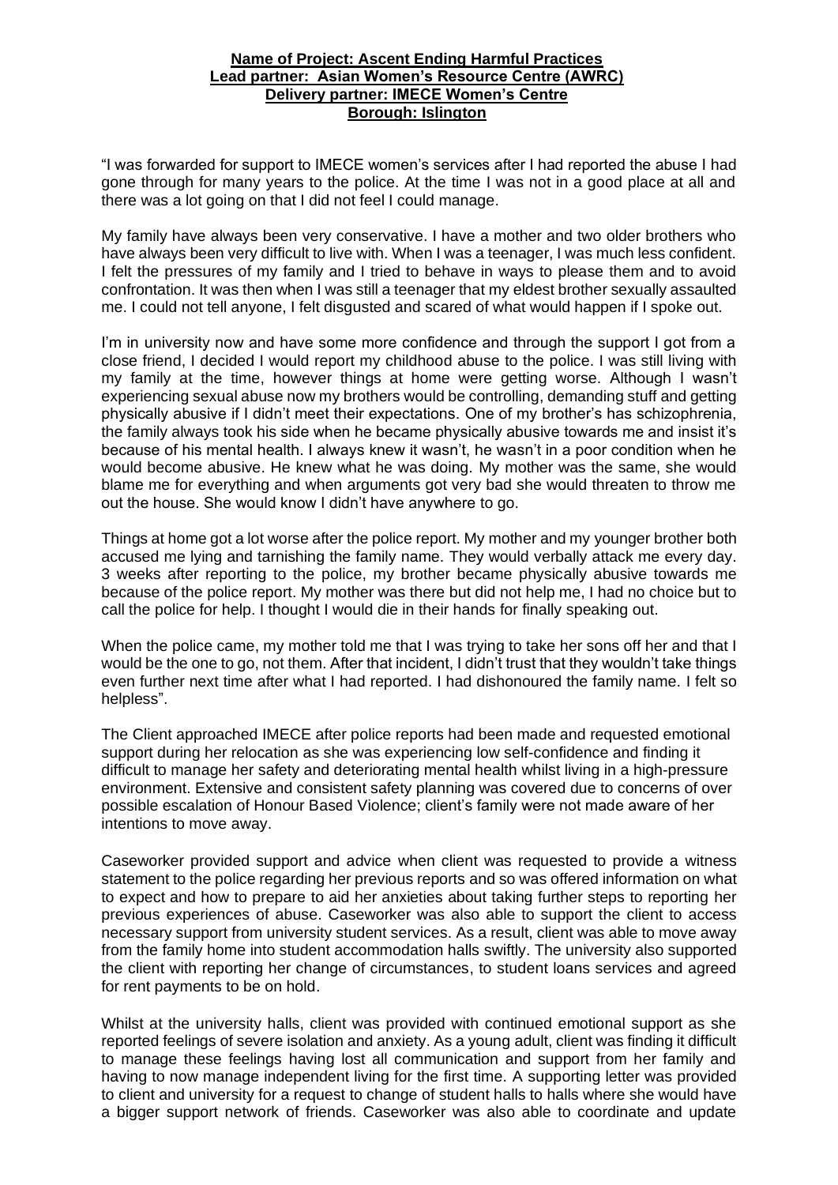**Name of Project: Ascent Ending Harmful Practices**
**Lead partner: Asian Women's Resource Centre (AWRC)**
**Delivery partner: IMECE Women's Centre**
**Borough: Islington**

"I was forwarded for support to IMECE women's services after I had reported the abuse I had gone through for many years to the police. At the time I was not in a good place at all and there was a lot going on that I did not feel I could manage.

My family have always been very conservative. I have a mother and two older brothers who have always been very difficult to live with. When I was a teenager, I was much less confident. I felt the pressures of my family and I tried to behave in ways to please them and to avoid confrontation. It was then when I was still a teenager that my eldest brother sexually assaulted me. I could not tell anyone, I felt disgusted and scared of what would happen if I spoke out.

I'm in university now and have some more confidence and through the support I got from a close friend, I decided I would report my childhood abuse to the police. I was still living with my family at the time, however things at home were getting worse. Although I wasn't experiencing sexual abuse now my brothers would be controlling, demanding stuff and getting physically abusive if I didn't meet their expectations. One of my brother's has schizophrenia, the family always took his side when he became physically abusive towards me and insist it's because of his mental health. I always knew it wasn't, he wasn't in a poor condition when he would become abusive. He knew what he was doing. My mother was the same, she would blame me for everything and when arguments got very bad she would threaten to throw me out the house. She would know I didn't have anywhere to go.

Things at home got a lot worse after the police report. My mother and my younger brother both accused me lying and tarnishing the family name. They would verbally attack me every day. 3 weeks after reporting to the police, my brother became physically abusive towards me because of the police report. My mother was there but did not help me, I had no choice but to call the police for help. I thought I would die in their hands for finally speaking out.

When the police came, my mother told me that I was trying to take her sons off her and that I would be the one to go, not them. After that incident, I didn't trust that they wouldn't take things even further next time after what I had reported. I had dishonoured the family name. I felt so helpless".

The Client approached IMECE after police reports had been made and requested emotional support during her relocation as she was experiencing low self-confidence and finding it difficult to manage her safety and deteriorating mental health whilst living in a high-pressure environment. Extensive and consistent safety planning was covered due to concerns of over possible escalation of Honour Based Violence; client's family were not made aware of her intentions to move away.

Caseworker provided support and advice when client was requested to provide a witness statement to the police regarding her previous reports and so was offered information on what to expect and how to prepare to aid her anxieties about taking further steps to reporting her previous experiences of abuse. Caseworker was also able to support the client to access necessary support from university student services. As a result, client was able to move away from the family home into student accommodation halls swiftly. The university also supported the client with reporting her change of circumstances, to student loans services and agreed for rent payments to be on hold.

Whilst at the university halls, client was provided with continued emotional support as she reported feelings of severe isolation and anxiety. As a young adult, client was finding it difficult to manage these feelings having lost all communication and support from her family and having to now manage independent living for the first time. A supporting letter was provided to client and university for a request to change of student halls to halls where she would have a bigger support network of friends. Caseworker was also able to coordinate and update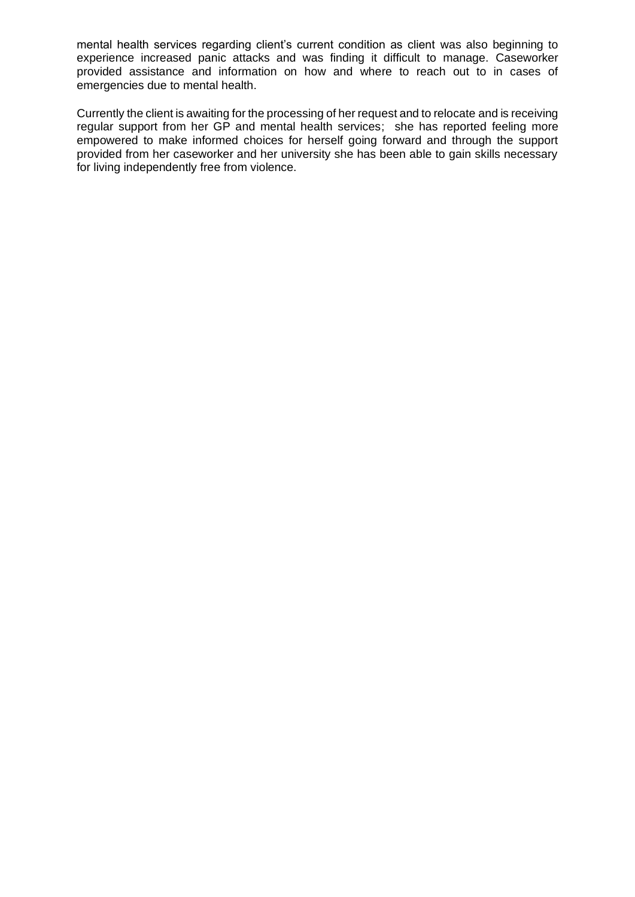mental health services regarding client's current condition as client was also beginning to experience increased panic attacks and was finding it difficult to manage. Caseworker provided assistance and information on how and where to reach out to in cases of emergencies due to mental health.

Currently the client is awaiting for the processing of her request and to relocate and is receiving regular support from her GP and mental health services; she has reported feeling more empowered to make informed choices for herself going forward and through the support provided from her caseworker and her university she has been able to gain skills necessary for living independently free from violence.